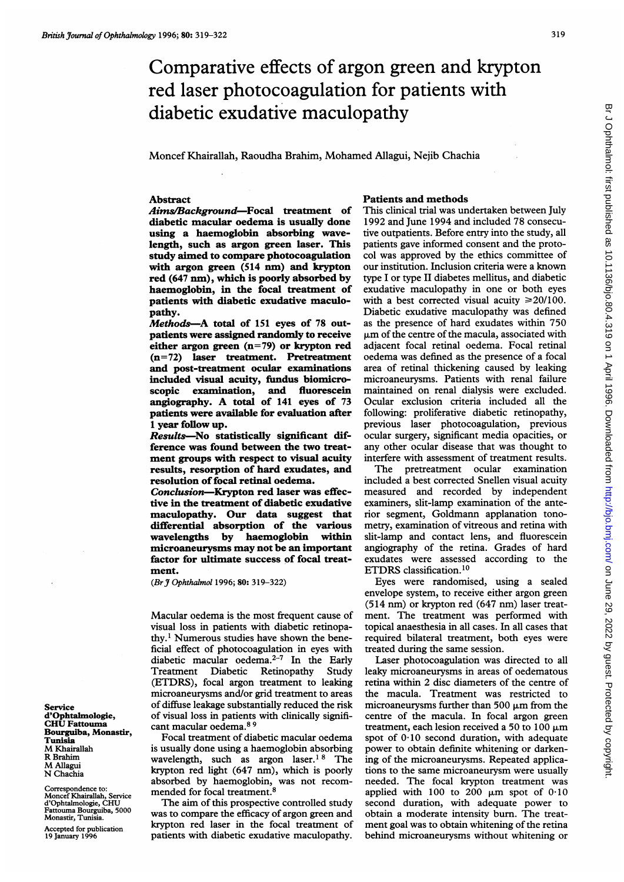# Comparative effects of argon green and krypton red laser photocoagulation for patients with diabetic exudative maculopathy

Moncef Khairallah, Raoudha Brahim, Mohamed Allagui, Nejib Chachia

## Abstract

***Aims/Background*—Focal treatment of diabetic macular oedema is usually done using a haemoglobin absorbing wavelength, such as argon green laser. This study aimed to compare photocoagulation with argon green (514 nm) and krypton red (647 nm), which is poorly absorbed by haemoglobin, in the focal treatment of patients with diabetic exudative maculopathy.**

***Methods*—A total of 151 eyes of 78 outpatients were assigned randomly to receive either argon green (n=79) or krypton red (n=72) laser treatment. Pretreatment and post-treatment ocular examinations included visual acuity, fundus biomicroscopic examination, and fluorescein angiography. A total of 141 eyes of 73 patients were available for evaluation after 1 year follow up.**

***Results*—No statistically significant difference was found between the two treatment groups with respect to visual acuity results, resorption of hard exudates, and resolution of focal retinal oedema.**

***Conclusion*—Krypton red laser was effective in the treatment of diabetic exudative maculopathy. Our data suggest that differential absorption of the various wavelengths by haemoglobin within microaneurysms may not be an important factor for ultimate success of focal treatment.**

(*Br J Ophthalmol* 1996; **80**: 319–322)

Macular oedema is the most frequent cause of visual loss in patients with diabetic retinopathy.[1] Numerous studies have shown the beneficial effect of photocoagulation in eyes with diabetic macular oedema.[2–7] In the Early Treatment Diabetic Retinopathy Study (ETDRS), focal argon treatment to leaking microaneurysms and/or grid treatment to areas of diffuse leakage substantially reduced the risk of visual loss in patients with clinically significant macular oedema.[8 9]

Focal treatment of diabetic macular oedema is usually done using a haemoglobin absorbing wavelength, such as argon laser.[1 8] The krypton red light (647 nm), which is poorly absorbed by haemoglobin, was not recommended for focal treatment.[8]

The aim of this prospective controlled study was to compare the efficacy of argon green and krypton red laser in the focal treatment of patients with diabetic exudative maculopathy.

**Service d'Ophtalmologie, CHU Fattouma Bourguiba, Monastir, Tunisia**
M Khairallah
R Brahim
M Allagui
N Chachia

Correspondence to: Moncef Khairallah, Service d'Ophtalmologie, CHU Fattouma Bourguiba, 5000 Monastir, Tunisia.

Accepted for publication 19 January 1996

## Patients and methods

This clinical trial was undertaken between July 1992 and June 1994 and included 78 consecutive outpatients. Before entry into the study, all patients gave informed consent and the protocol was approved by the ethics committee of our institution. Inclusion criteria were a known type I or type II diabetes mellitus, and diabetic exudative maculopathy in one or both eyes with a best corrected visual acuity ≥20/100. Diabetic exudative maculopathy was defined as the presence of hard exudates within 750 µm of the centre of the macula, associated with adjacent focal retinal oedema. Focal retinal oedema was defined as the presence of a focal area of retinal thickening caused by leaking microaneurysms. Patients with renal failure maintained on renal dialysis were excluded. Ocular exclusion criteria included all the following: proliferative diabetic retinopathy, previous laser photocoagulation, previous ocular surgery, significant media opacities, or any other ocular disease that was thought to interfere with assessment of treatment results.

The pretreatment ocular examination included a best corrected Snellen visual acuity measured and recorded by independent examiners, slit-lamp examination of the anterior segment, Goldmann applanation tonometry, examination of vitreous and retina with slit-lamp and contact lens, and fluorescein angiography of the retina. Grades of hard exudates were assessed according to the ETDRS classification.[10]

Eyes were randomised, using a sealed envelope system, to receive either argon green (514 nm) or krypton red (647 nm) laser treatment. The treatment was performed with topical anaesthesia in all cases. In all cases that required bilateral treatment, both eyes were treated during the same session.

Laser photocoagulation was directed to all leaky microaneurysms in areas of oedematous retina within 2 disc diameters of the centre of the macula. Treatment was restricted to microaneurysms further than 500 µm from the centre of the macula. In focal argon green treatment, each lesion received a 50 to 100 µm spot of 0·10 second duration, with adequate power to obtain definite whitening or darkening of the microaneurysms. Repeated applications to the same microaneurysm were usually needed. The focal krypton treatment was applied with 100 to 200 µm spot of 0·10 second duration, with adequate power to obtain a moderate intensity burn. The treatment goal was to obtain whitening of the retina behind microaneurysms without whitening or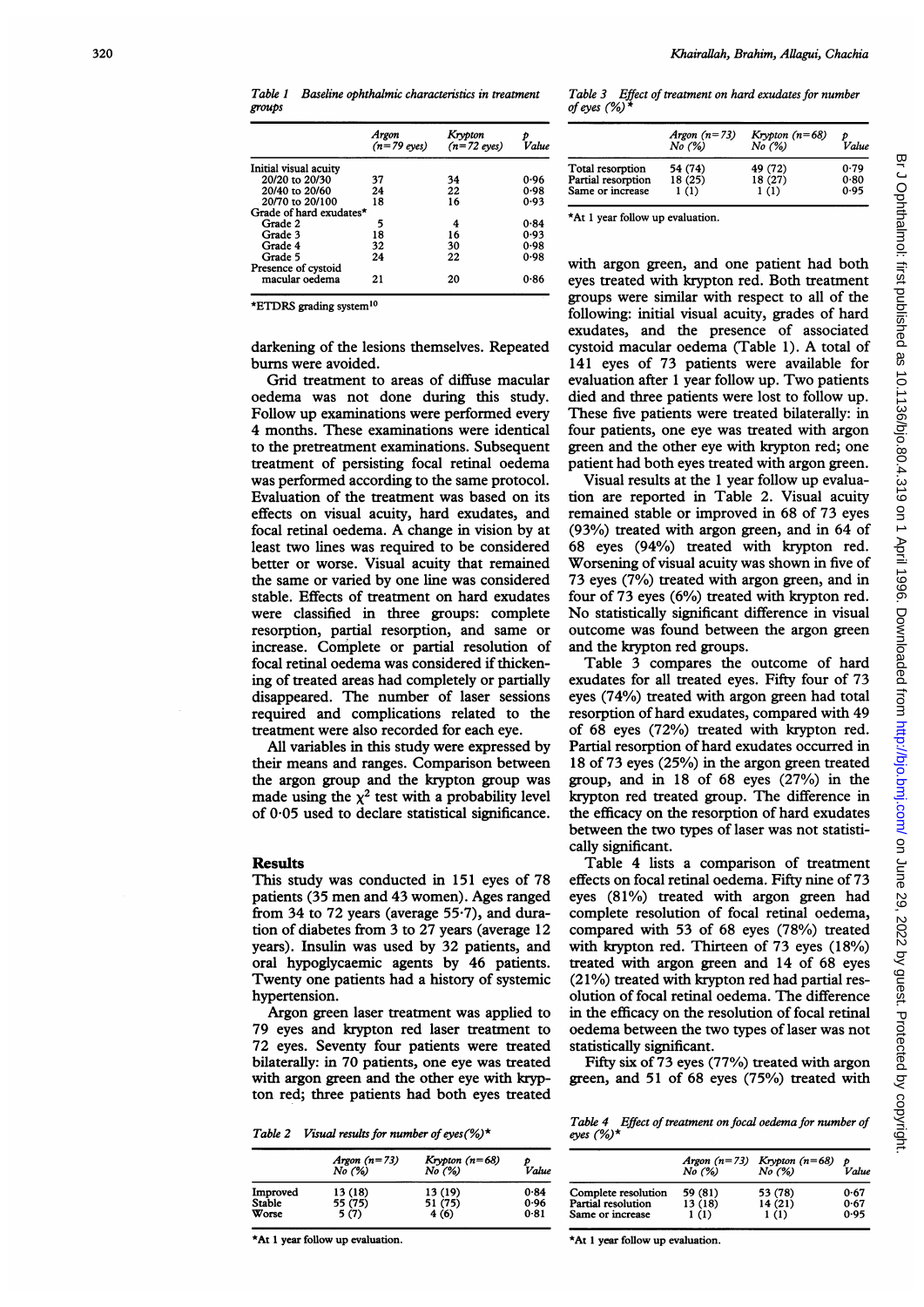*Table 1 Baseline ophthalmic characteristics in treatment groups*

| | Argon (n=79 eyes) | Krypton (n=72 eyes) | p Value |
|---|---|---|---|
| Initial visual acuity | | | |
| 20/20 to 20/30 | 37 | 34 | 0·96 |
| 20/40 to 20/60 | 24 | 22 | 0·98 |
| 20/70 to 20/100 | 18 | 16 | 0·93 |
| Grade of hard exudates* | | | |
| Grade 2 | 5 | 4 | 0·84 |
| Grade 3 | 18 | 16 | 0·93 |
| Grade 4 | 32 | 30 | 0·98 |
| Grade 5 | 24 | 22 | 0·98 |
| Presence of cystoid macular oedema | 21 | 20 | 0·86 |

*ETDRS grading system[10]

darkening of the lesions themselves. Repeated burns were avoided.

Grid treatment to areas of diffuse macular oedema was not done during this study. Follow up examinations were performed every 4 months. These examinations were identical to the pretreatment examinations. Subsequent treatment of persisting focal retinal oedema was performed according to the same protocol. Evaluation of the treatment was based on its effects on visual acuity, hard exudates, and focal retinal oedema. A change in vision by at least two lines was required to be considered better or worse. Visual acuity that remained the same or varied by one line was considered stable. Effects of treatment on hard exudates were classified in three groups: complete resorption, partial resorption, and same or increase. Complete or partial resolution of focal retinal oedema was considered if thickening of treated areas had completely or partially disappeared. The number of laser sessions required and complications related to the treatment were also recorded for each eye.

All variables in this study were expressed by their means and ranges. Comparison between the argon group and the krypton group was made using the $\chi^2$ test with a probability level of 0·05 used to declare statistical significance.

## Results

This study was conducted in 151 eyes of 78 patients (35 men and 43 women). Ages ranged from 34 to 72 years (average 55·7), and duration of diabetes from 3 to 27 years (average 12 years). Insulin was used by 32 patients, and oral hypoglycaemic agents by 46 patients. Twenty one patients had a history of systemic hypertension.

Argon green laser treatment was applied to 79 eyes and krypton red laser treatment to 72 eyes. Seventy four patients were treated bilaterally: in 70 patients, one eye was treated with argon green and the other eye with krypton red; three patients had both eyes treated with argon green, and one patient had both eyes treated with krypton red. Both treatment groups were similar with respect to all of the following: initial visual acuity, grades of hard exudates, and the presence of associated cystoid macular oedema (Table 1). A total of 141 eyes of 73 patients were available for evaluation after 1 year follow up. Two patients died and three patients were lost to follow up. These five patients were treated bilaterally: in four patients, one eye was treated with argon green and the other eye with krypton red; one patient had both eyes treated with argon green.

*Table 2 Visual results for number of eyes(%)**

| | Argon (n=73) No (%) | Krypton (n=68) No (%) | p Value |
|---|---|---|---|
| Improved | 13 (18) | 13 (19) | 0·84 |
| Stable | 55 (75) | 51 (75) | 0·96 |
| Worse | 5 (7) | 4 (6) | 0·81 |

*At 1 year follow up evaluation.

Visual results at the 1 year follow up evaluation are reported in Table 2. Visual acuity remained stable or improved in 68 of 73 eyes (93%) treated with argon green, and in 64 of 68 eyes (94%) treated with krypton red. Worsening of visual acuity was shown in five of 73 eyes (7%) treated with argon green, and in four of 73 eyes (6%) treated with krypton red. No statistically significant difference in visual outcome was found between the argon green and the krypton red groups.

*Table 3 Effect of treatment on hard exudates for number of eyes (%)**

| | Argon (n=73) No (%) | Krypton (n=68) No (%) | p Value |
|---|---|---|---|
| Total resorption | 54 (74) | 49 (72) | 0·79 |
| Partial resorption | 18 (25) | 18 (27) | 0·80 |
| Same or increase | 1 (1) | 1 (1) | 0·95 |

*At 1 year follow up evaluation.

Table 3 compares the outcome of hard exudates for all treated eyes. Fifty four of 73 eyes (74%) treated with argon green had total resorption of hard exudates, compared with 49 of 68 eyes (72%) treated with krypton red. Partial resorption of hard exudates occurred in 18 of 73 eyes (25%) in the argon green treated group, and in 18 of 68 eyes (27%) in the krypton red treated group. The difference in the efficacy on the resorption of hard exudates between the two types of laser was not statistically significant.

Table 4 lists a comparison of treatment effects on focal retinal oedema. Fifty nine of 73 eyes (81%) treated with argon green had complete resolution of focal retinal oedema, compared with 53 of 68 eyes (78%) treated with krypton red. Thirteen of 73 eyes (18%) treated with argon green and 14 of 68 eyes (21%) treated with krypton red had partial resolution of focal retinal oedema. The difference in the efficacy on the resolution of focal retinal oedema between the two types of laser was not statistically significant.

Fifty six of 73 eyes (77%) treated with argon green, and 51 of 68 eyes (75%) treated with

*Table 4 Effect of treatment on focal oedema for number of eyes (%)**

| | Argon (n=73) No (%) | Krypton (n=68) No (%) | p Value |
|---|---|---|---|
| Complete resolution | 59 (81) | 53 (78) | 0·67 |
| Partial resolution | 13 (18) | 14 (21) | 0·67 |
| Same or increase | 1 (1) | 1 (1) | 0·95 |

*At 1 year follow up evaluation.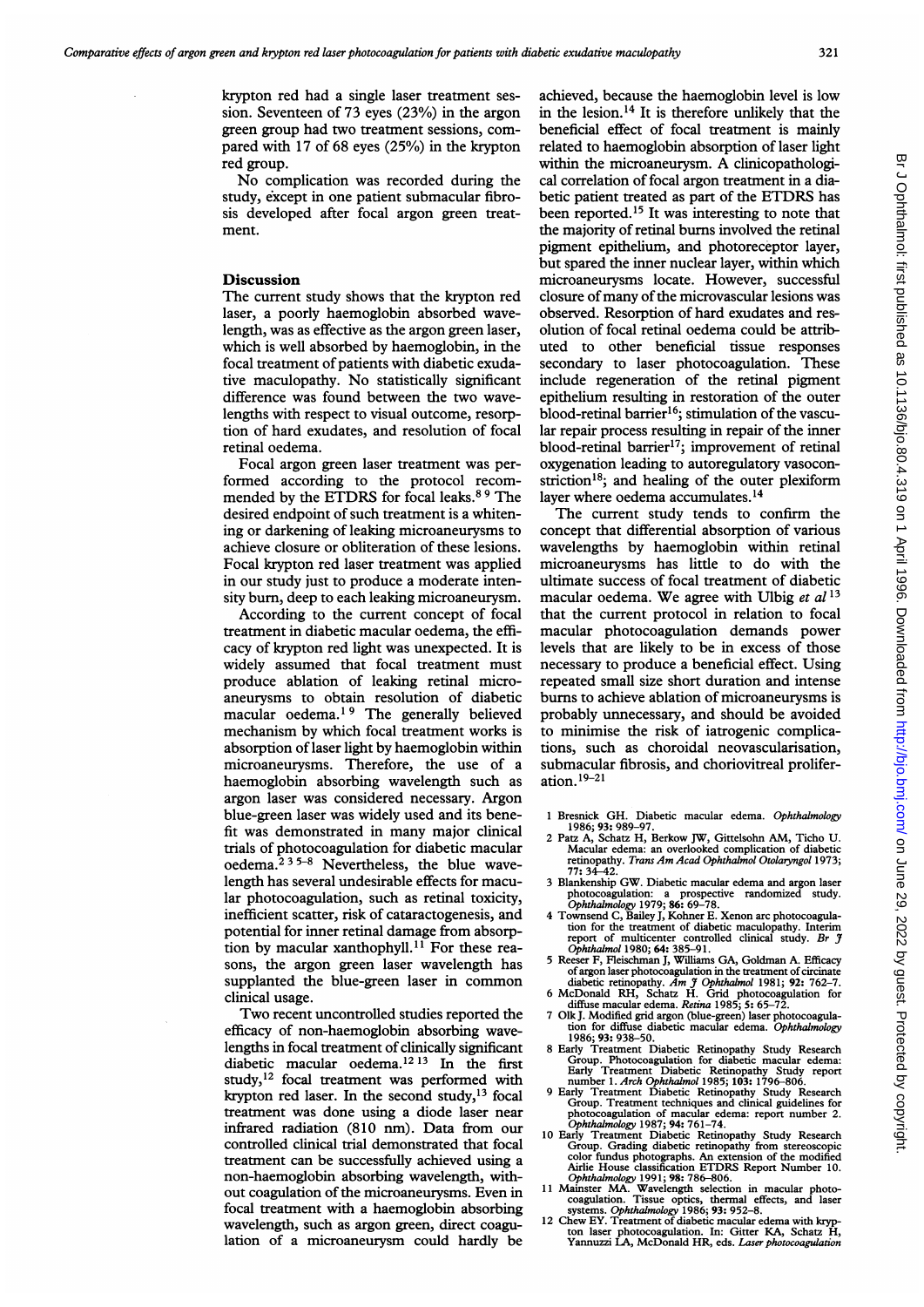krypton red had a single laser treatment session. Seventeen of 73 eyes (23%) in the argon green group had two treatment sessions, compared with 17 of 68 eyes (25%) in the krypton red group.

No complication was recorded during the study, except in one patient submacular fibrosis developed after focal argon green treatment.

## Discussion

The current study shows that the krypton red laser, a poorly haemoglobin absorbed wavelength, was as effective as the argon green laser, which is well absorbed by haemoglobin, in the focal treatment of patients with diabetic exudative maculopathy. No statistically significant difference was found between the two wavelengths with respect to visual outcome, resorption of hard exudates, and resolution of focal retinal oedema.

Focal argon green laser treatment was performed according to the protocol recommended by the ETDRS for focal leaks.[8 9] The desired endpoint of such treatment is a whitening or darkening of leaking microaneurysms to achieve closure or obliteration of these lesions. Focal krypton red laser treatment was applied in our study just to produce a moderate intensity burn, deep to each leaking microaneurysm.

According to the current concept of focal treatment in diabetic macular oedema, the efficacy of krypton red light was unexpected. It is widely assumed that focal treatment must produce ablation of leaking retinal microaneurysms to obtain resolution of diabetic macular oedema.[1 9] The generally believed mechanism by which focal treatment works is absorption of laser light by haemoglobin within microaneurysms. Therefore, the use of a haemoglobin absorbing wavelength such as argon laser was considered necessary. Argon blue-green laser was widely used and its benefit was demonstrated in many major clinical trials of photocoagulation for diabetic macular oedema.[2 3 5–8] Nevertheless, the blue wavelength has several undesirable effects for macular photocoagulation, such as retinal toxicity, inefficient scatter, risk of cataractogenesis, and potential for inner retinal damage from absorption by macular xanthophyll.[11] For these reasons, the argon green laser wavelength has supplanted the blue-green laser in common clinical usage.

Two recent uncontrolled studies reported the efficacy of non-haemoglobin absorbing wavelengths in focal treatment of clinically significant diabetic macular oedema.[12 13] In the first study,[12] focal treatment was performed with krypton red laser. In the second study,[13] focal treatment was done using a diode laser near infrared radiation (810 nm). Data from our controlled clinical trial demonstrated that focal treatment can be successfully achieved using a non-haemoglobin absorbing wavelength, without coagulation of the microaneurysms. Even in focal treatment with a haemoglobin absorbing wavelength, such as argon green, direct coagulation of a microaneurysm could hardly be achieved, because the haemoglobin level is low in the lesion.[14] It is therefore unlikely that the beneficial effect of focal treatment is mainly related to haemoglobin absorption of laser light within the microaneurysm. A clinicopathological correlation of focal argon treatment in a diabetic patient treated as part of the ETDRS has been reported.[15] It was interesting to note that the majority of retinal burns involved the retinal pigment epithelium, and photoreceptor layer, but spared the inner nuclear layer, within which microaneurysms locate. However, successful closure of many of the microvascular lesions was observed. Resorption of hard exudates and resolution of focal retinal oedema could be attributed to other beneficial tissue responses secondary to laser photocoagulation. These include regeneration of the retinal pigment epithelium resulting in restoration of the outer blood-retinal barrier[16]; stimulation of the vascular repair process resulting in repair of the inner blood-retinal barrier[17]; improvement of retinal oxygenation leading to autoregulatory vasoconstriction[18]; and healing of the outer plexiform layer where oedema accumulates.[14]

The current study tends to confirm the concept that differential absorption of various wavelengths by haemoglobin within retinal microaneurysms has little to do with the ultimate success of focal treatment of diabetic macular oedema. We agree with Ulbig *et al*[13] that the current protocol in relation to focal macular photocoagulation demands power levels that are likely to be in excess of those necessary to produce a beneficial effect. Using repeated small size short duration and intense burns to achieve ablation of microaneurysms is probably unnecessary, and should be avoided to minimise the risk of iatrogenic complications, such as choroidal neovascularisation, submacular fibrosis, and choriovitreal proliferation.[19–21]

1 Bresnick GH. Diabetic macular edema. *Ophthalmology* 1986; **93:** 989–97.
2 Patz A, Schatz H, Berkow JW, Gittelsohn AM, Ticho U. Macular edema: an overlooked complication of diabetic retinopathy. *Trans Am Acad Ophthalmol Otolaryngol* 1973; **77:** 34–42.
3 Blankenship GW. Diabetic macular edema and argon laser photocoagulation: a prospective randomized study. *Ophthalmology* 1979; **86:** 69–78.
4 Townsend C, Bailey J, Kohner E. Xenon arc photocoagulation for the treatment of diabetic maculopathy. Interim report of multicenter controlled clinical study. *Br J Ophthalmol* 1980; **64:** 385–91.
5 Reeser F, Fleischman J, Williams GA, Goldman A. Efficacy of argon laser photocoagulation in the treatment of circinate diabetic retinopathy. *Am J Ophthalmol* 1981; **92:** 762–7.
6 McDonald RH, Schatz H. Grid photocoagulation for diffuse macular edema. *Retina* 1985; **5:** 65–72.
7 Olk J. Modified grid argon (blue-green) laser photocoagulation for diffuse diabetic macular edema. *Ophthalmology* 1986; **93:** 938–50.
8 Early Treatment Diabetic Retinopathy Study Research Group. Photocoagulation for diabetic macular edema: Early Treatment Diabetic Retinopathy Study report number 1. *Arch Ophthalmol* 1985; **103:** 1796–806.
9 Early Treatment Diabetic Retinopathy Study Research Group. Treatment techniques and clinical guidelines for photocoagulation of macular edema: report number 2. *Ophthalmology* 1987; **94:** 761–74.
10 Early Treatment Diabetic Retinopathy Study Research Group. Grading diabetic retinopathy from stereoscopic color fundus photographs. An extension of the modified Airlie House classification ETDRS Report Number 10. *Ophthalmology* 1991; **98:** 786–806.
11 Mainster MA. Wavelength selection in macular photocoagulation. Tissue optics, thermal effects, and laser systems. *Ophthalmology* 1986; **93:** 952–8.
12 Chew EY. Treatment of diabetic macular edema with krypton laser photocoagulation. In: Gitter KA, Schatz H, Yannuzzi LA, McDonald HR, eds. *Laser photocoagulation*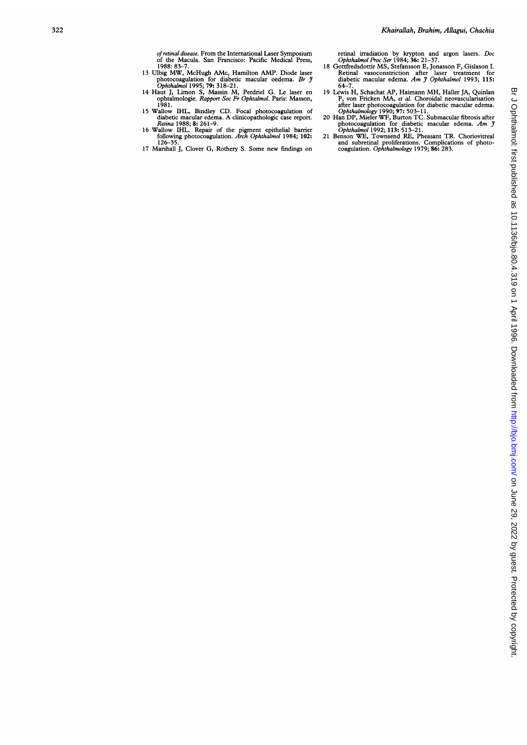*of retinal disease*. From the International Laser Symposium of the Macula. San Francisco: Pacific Medical Press, 1988: 83–7.

13 Ulbig MW, McHugh AMc, Hamilton AMP. Diode laser photocoagulation for diabetic macular oedema. *Br J Ophthalmol* 1995; **79:** 318–21.

14 Haut J, Limon S, Massin M, Perdriel G. Le laser en ophtalmologie. *Rapport Soc Fr Ophtalmol*. Paris: Masson, 1981.

15 Wallow IHL, Bindley CD. Focal photocoagulation of diabetic macular edema. A clinicopathologic case report. *Retina* 1988; **8:** 261–9.

16 Wallow IHL. Repair of the pigment epithelial barrier following photocoagulation. *Arch Ophthalmol* 1984; **102:** 126–35.

17 Marshall J, Clover G, Rothery S. Some new findings on retinal irradiation by krypton and argon lasers. *Doc Ophthalmol Proc Ser* 1984; **36:** 21–37.

18 Gottfredsdottir MS, Stefansson E, Jonasson F, Gislason I. Retinal vasoconstriction after laser treatment for diabetic macular edema. *Am J Ophthalmol* 1993; **115:** 64–7.

19 Lewis H, Schachat AP, Haimann MH, Haller JA, Quinlan P, von Fricken MA, *et al*. Choroidal neovascularisation after laser photocoagulation for diabetic macular edema. *Ophthalmology* 1990; **97:** 503–11.

20 Han DP, Mieler WF, Burton TC. Submacular fibrosis after photocoagulation for diabetic macular edema. *Am J Ophthalmol* 1992; **113:** 513–21.

21 Benson WE, Townsend RE, Pheasant TR. Choriovitreal and subretinal proliferations. Complications of photocoagulation. *Ophthalmology* 1979; **86:** 283.